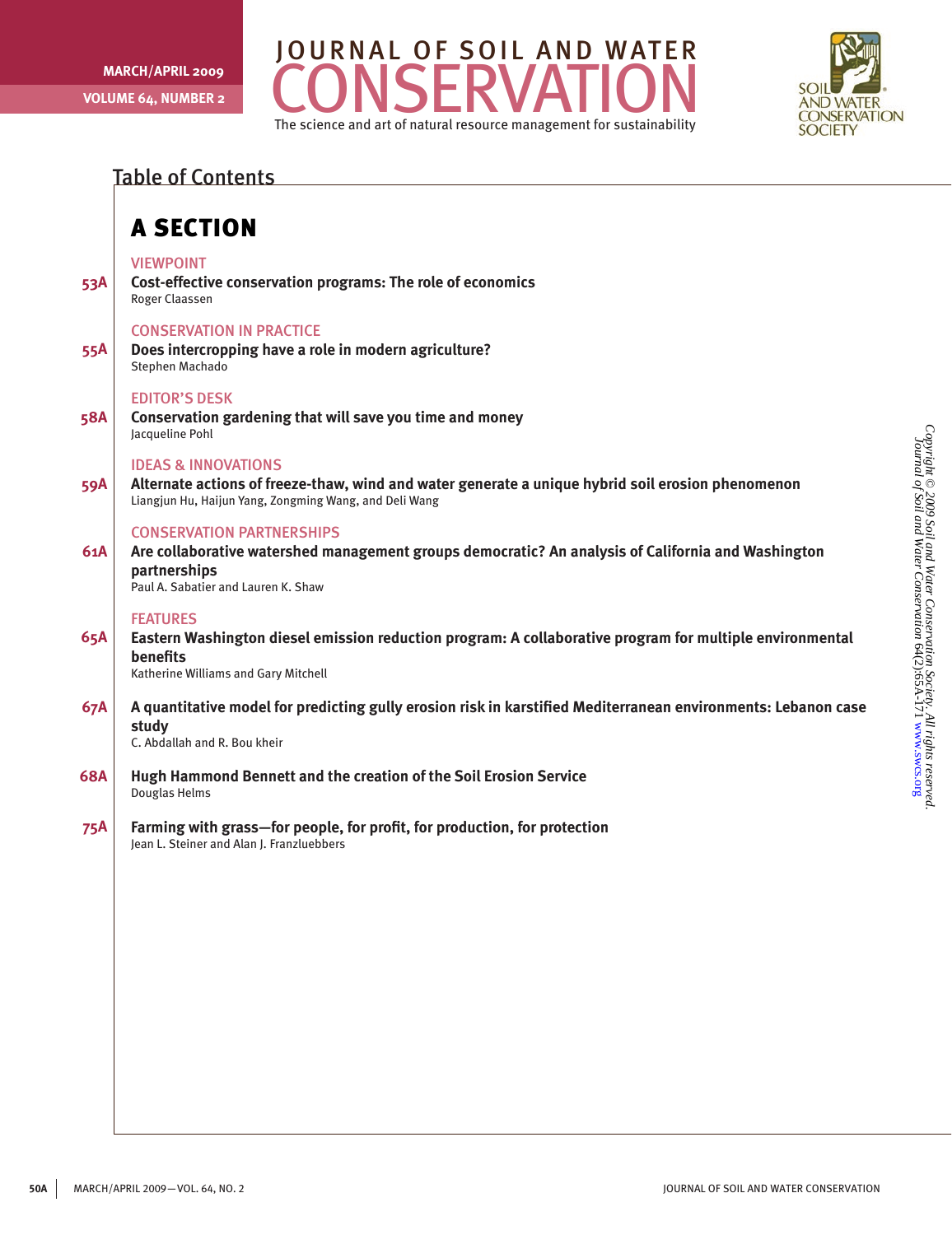# JOURNAL OF SOIL AND WATER CONSERVATION

The science and art of natural resource management for sustainability

MARCH/APRIL 2009
VOLUME 64, NUMBER 2

SOIL AND WATER CONSERVATION SOCIETY

## Table of Contents

### A SECTION

VIEWPOINT

53A **Cost-effective conservation programs: The role of economics**
Roger Claassen

CONSERVATION IN PRACTICE

55A **Does intercropping have a role in modern agriculture?**
Stephen Machado

EDITOR'S DESK

58A **Conservation gardening that will save you time and money**
Jacqueline Pohl

IDEAS & INNOVATIONS

59A **Alternate actions of freeze-thaw, wind and water generate a unique hybrid soil erosion phenomenon**
Liangjun Hu, Haijun Yang, Zongming Wang, and Deli Wang

CONSERVATION PARTNERSHIPS

61A **Are collaborative watershed management groups democratic? An analysis of California and Washington partnerships**
Paul A. Sabatier and Lauren K. Shaw

FEATURES

65A **Eastern Washington diesel emission reduction program: A collaborative program for multiple environmental benefits**
Katherine Williams and Gary Mitchell

67A **A quantitative model for predicting gully erosion risk in karstified Mediterranean environments: Lebanon case study**
C. Abdallah and R. Bou kheir

68A **Hugh Hammond Bennett and the creation of the Soil Erosion Service**
Douglas Helms

75A **Farming with grass—for people, for profit, for production, for protection**
Jean L. Steiner and Alan J. Franzluebbers

*Copyright © 2009 Soil and Water Conservation Society. All rights reserved. Journal of Soil and Water Conservation 64(2):65A-171 www.swcs.org*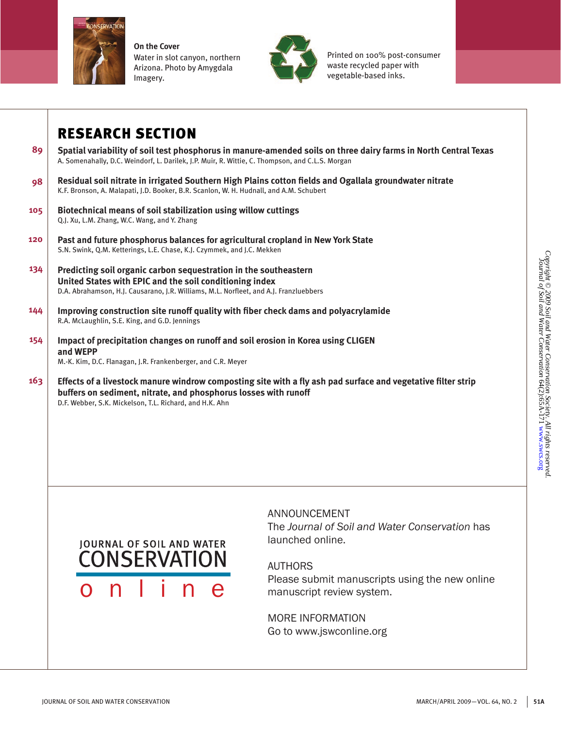**On the Cover**
Water in slot canyon, northern Arizona. Photo by Amygdala Imagery.

Printed on 100% post-consumer waste recycled paper with vegetable-based inks.

# RESEARCH SECTION

89 **Spatial variability of soil test phosphorus in manure-amended soils on three dairy farms in North Central Texas**
A. Somenahally, D.C. Weindorf, L. Darilek, J.P. Muir, R. Wittie, C. Thompson, and C.L.S. Morgan

98 **Residual soil nitrate in irrigated Southern High Plains cotton fields and Ogallala groundwater nitrate**
K.F. Bronson, A. Malapati, J.D. Booker, B.R. Scanlon, W. H. Hudnall, and A.M. Schubert

105 **Biotechnical means of soil stabilization using willow cuttings**
Q.J. Xu, L.M. Zhang, W.C. Wang, and Y. Zhang

120 **Past and future phosphorus balances for agricultural cropland in New York State**
S.N. Swink, Q.M. Ketterings, L.E. Chase, K.J. Czymmek, and J.C. Mekken

134 **Predicting soil organic carbon sequestration in the southeastern United States with EPIC and the soil conditioning index**
D.A. Abrahamson, H.J. Causarano, J.R. Williams, M.L. Norfleet, and A.J. Franzluebbers

144 **Improving construction site runoff quality with fiber check dams and polyacrylamide**
R.A. McLaughlin, S.E. King, and G.D. Jennings

154 **Impact of precipitation changes on runoff and soil erosion in Korea using CLIGEN and WEPP**
M.-K. Kim, D.C. Flanagan, J.R. Frankenberger, and C.R. Meyer

163 **Effects of a livestock manure windrow composting site with a fly ash pad surface and vegetative filter strip buffers on sediment, nitrate, and phosphorus losses with runoff**
D.F. Webber, S.K. Mickelson, T.L. Richard, and H.K. Ahn

JOURNAL OF SOIL AND WATER CONSERVATION
online

ANNOUNCEMENT
The *Journal of Soil and Water Conservation* has launched online.

AUTHORS
Please submit manuscripts using the new online manuscript review system.

MORE INFORMATION
Go to www.jswconline.org